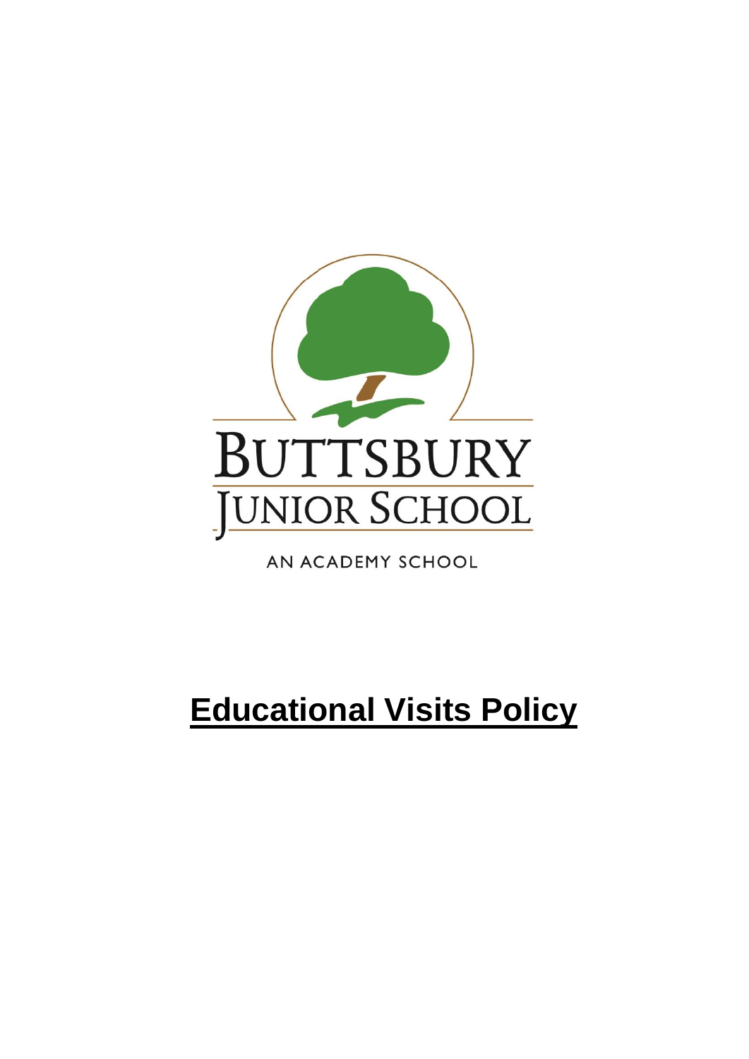BUTTSBURY

JUNIOR SCHOOL

AN ACADEMY SCHOOL

# Educational Visits Policy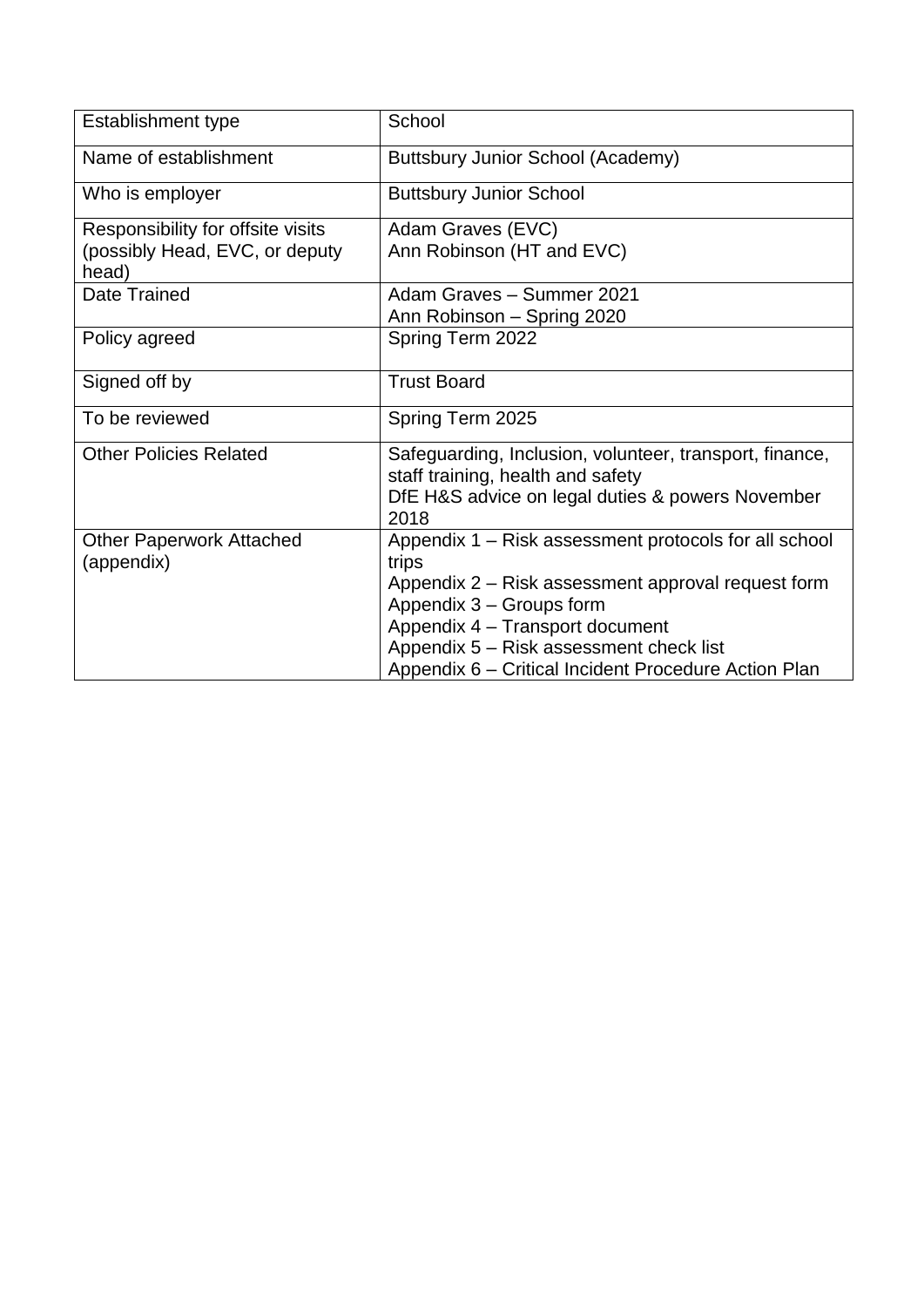| Establishment type | School |
|---|---|
| Name of establishment | Buttsbury Junior School (Academy) |
| Who is employer | Buttsbury Junior School |
| Responsibility for offsite visits (possibly Head, EVC, or deputy head) | Adam Graves (EVC)<br>Ann Robinson (HT and EVC) |
| Date Trained | Adam Graves – Summer 2021<br>Ann Robinson – Spring 2020 |
| Policy agreed | Spring Term 2022 |
| Signed off by | Trust Board |
| To be reviewed | Spring Term 2025 |
| Other Policies Related | Safeguarding, Inclusion, volunteer, transport, finance, staff training, health and safety<br>DfE H&S advice on legal duties & powers November 2018 |
| Other Paperwork Attached (appendix) | Appendix 1 – Risk assessment protocols for all school trips<br>Appendix 2 – Risk assessment approval request form<br>Appendix 3 – Groups form<br>Appendix 4 – Transport document<br>Appendix 5 – Risk assessment check list<br>Appendix 6 – Critical Incident Procedure Action Plan |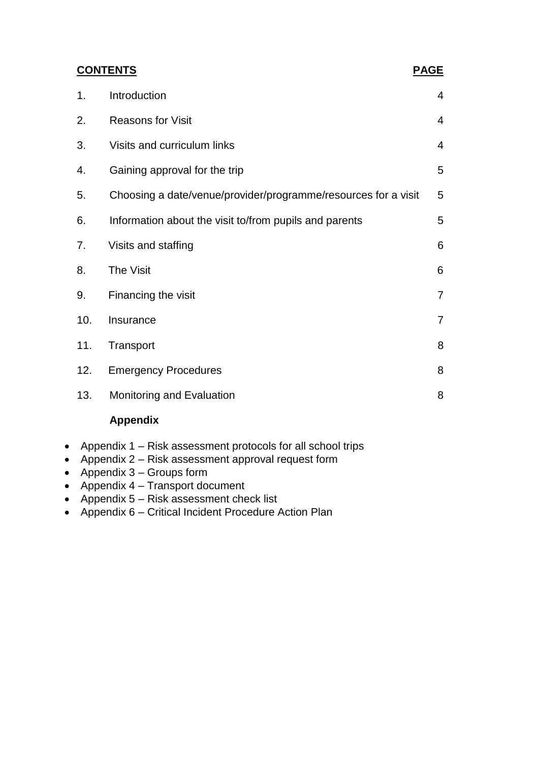| **CONTENTS** | | **PAGE** |
|---|---|---|
| 1. | Introduction | 4 |
| 2. | Reasons for Visit | 4 |
| 3. | Visits and curriculum links | 4 |
| 4. | Gaining approval for the trip | 5 |
| 5. | Choosing a date/venue/provider/programme/resources for a visit | 5 |
| 6. | Information about the visit to/from pupils and parents | 5 |
| 7. | Visits and staffing | 6 |
| 8. | The Visit | 6 |
| 9. | Financing the visit | 7 |
| 10. | Insurance | 7 |
| 11. | Transport | 8 |
| 12. | Emergency Procedures | 8 |
| 13. | Monitoring and Evaluation | 8 |

**Appendix**

- Appendix 1 – Risk assessment protocols for all school trips
- Appendix 2 – Risk assessment approval request form
- Appendix 3 – Groups form
- Appendix 4 – Transport document
- Appendix 5 – Risk assessment check list
- Appendix 6 – Critical Incident Procedure Action Plan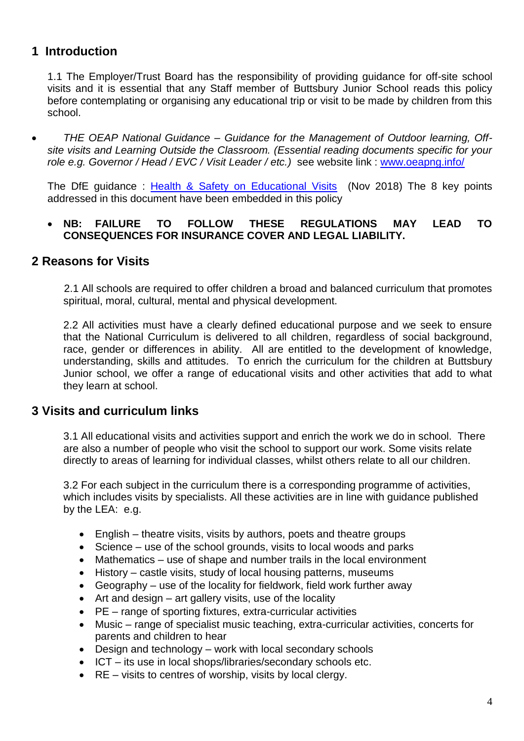## 1 Introduction

1.1 The Employer/Trust Board has the responsibility of providing guidance for off-site school visits and it is essential that any Staff member of Buttsbury Junior School reads this policy before contemplating or organising any educational trip or visit to be made by children from this school.

- *THE OEAP National Guidance – Guidance for the Management of Outdoor learning, Off-site visits and Learning Outside the Classroom. (Essential reading documents specific for your role e.g. Governor / Head / EVC / Visit Leader / etc.)* see website link : [www.oeapng.info/](www.oeapng.info/)

The DfE guidance : [Health & Safety on Educational Visits](Health & Safety on Educational Visits) (Nov 2018) The 8 key points addressed in this document have been embedded in this policy

- **NB: FAILURE TO FOLLOW THESE REGULATIONS MAY LEAD TO CONSEQUENCES FOR INSURANCE COVER AND LEGAL LIABILITY.**

## 2 Reasons for Visits

2.1 All schools are required to offer children a broad and balanced curriculum that promotes spiritual, moral, cultural, mental and physical development.

2.2 All activities must have a clearly defined educational purpose and we seek to ensure that the National Curriculum is delivered to all children, regardless of social background, race, gender or differences in ability. All are entitled to the development of knowledge, understanding, skills and attitudes. To enrich the curriculum for the children at Buttsbury Junior school, we offer a range of educational visits and other activities that add to what they learn at school.

## 3 Visits and curriculum links

3.1 All educational visits and activities support and enrich the work we do in school. There are also a number of people who visit the school to support our work. Some visits relate directly to areas of learning for individual classes, whilst others relate to all our children.

3.2 For each subject in the curriculum there is a corresponding programme of activities, which includes visits by specialists. All these activities are in line with guidance published by the LEA: e.g.

- English – theatre visits, visits by authors, poets and theatre groups
- Science – use of the school grounds, visits to local woods and parks
- Mathematics – use of shape and number trails in the local environment
- History – castle visits, study of local housing patterns, museums
- Geography – use of the locality for fieldwork, field work further away
- Art and design – art gallery visits, use of the locality
- PE – range of sporting fixtures, extra-curricular activities
- Music – range of specialist music teaching, extra-curricular activities, concerts for parents and children to hear
- Design and technology – work with local secondary schools
- ICT – its use in local shops/libraries/secondary schools etc.
- RE – visits to centres of worship, visits by local clergy.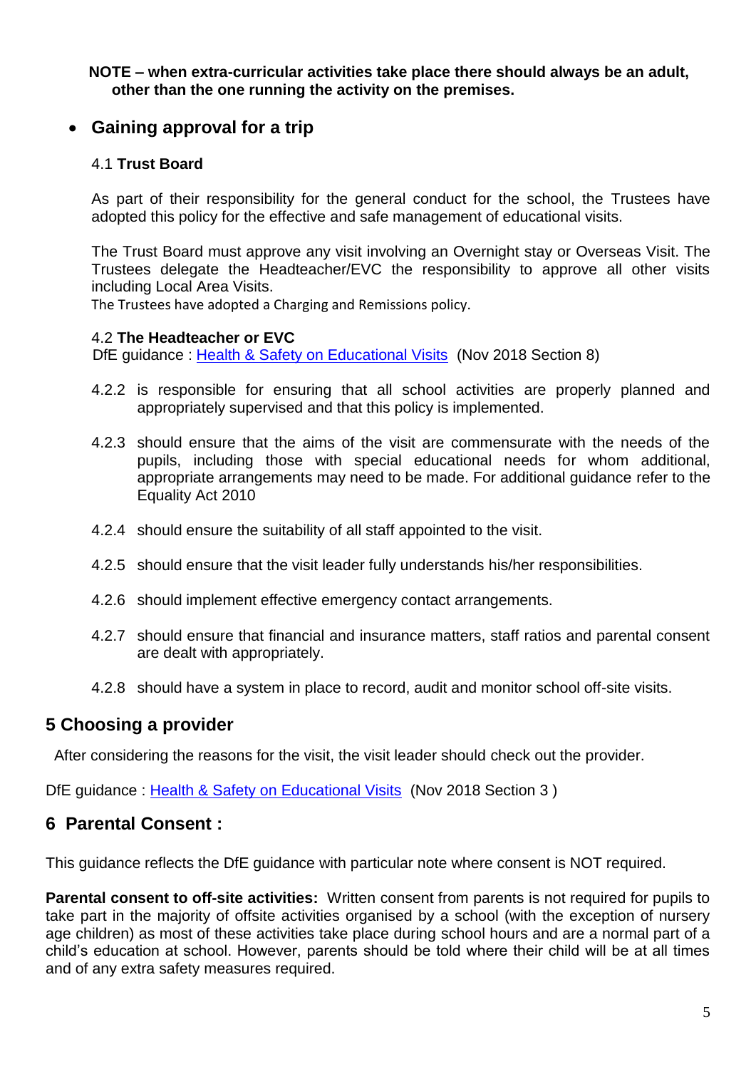**NOTE – when extra-curricular activities take place there should always be an adult, other than the one running the activity on the premises.**

- ## Gaining approval for a trip

4.1 **Trust Board**

As part of their responsibility for the general conduct for the school, the Trustees have adopted this policy for the effective and safe management of educational visits.

The Trust Board must approve any visit involving an Overnight stay or Overseas Visit. The Trustees delegate the Headteacher/EVC the responsibility to approve all other visits including Local Area Visits.

The Trustees have adopted a Charging and Remissions policy.

4.2 **The Headteacher or EVC**

DfE guidance : Health & Safety on Educational Visits (Nov 2018 Section 8)

4.2.2 is responsible for ensuring that all school activities are properly planned and appropriately supervised and that this policy is implemented.

4.2.3 should ensure that the aims of the visit are commensurate with the needs of the pupils, including those with special educational needs for whom additional, appropriate arrangements may need to be made. For additional guidance refer to the Equality Act 2010

4.2.4 should ensure the suitability of all staff appointed to the visit.

4.2.5 should ensure that the visit leader fully understands his/her responsibilities.

4.2.6 should implement effective emergency contact arrangements.

4.2.7 should ensure that financial and insurance matters, staff ratios and parental consent are dealt with appropriately.

4.2.8 should have a system in place to record, audit and monitor school off-site visits.

## 5 Choosing a provider

After considering the reasons for the visit, the visit leader should check out the provider.

DfE guidance : Health & Safety on Educational Visits (Nov 2018 Section 3 )

## 6 Parental Consent :

This guidance reflects the DfE guidance with particular note where consent is NOT required.

**Parental consent to off-site activities:** Written consent from parents is not required for pupils to take part in the majority of offsite activities organised by a school (with the exception of nursery age children) as most of these activities take place during school hours and are a normal part of a child's education at school. However, parents should be told where their child will be at all times and of any extra safety measures required.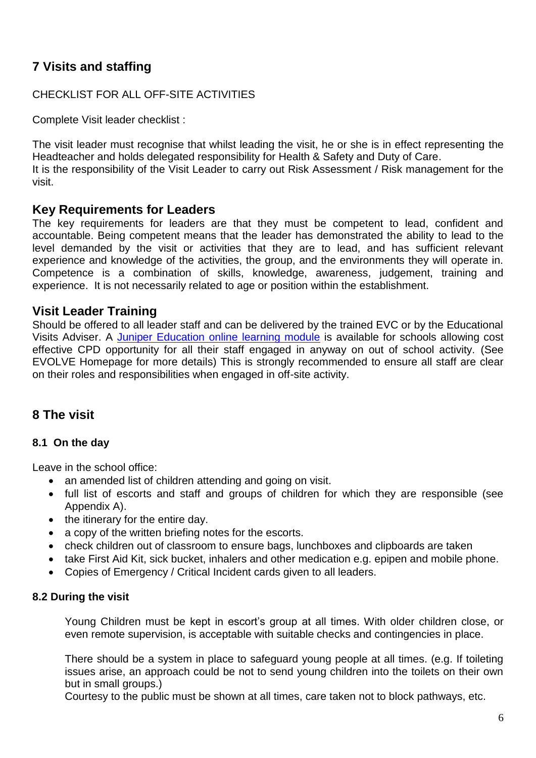## 7 Visits and staffing

CHECKLIST FOR ALL OFF-SITE ACTIVITIES

Complete Visit leader checklist :

The visit leader must recognise that whilst leading the visit, he or she is in effect representing the Headteacher and holds delegated responsibility for Health & Safety and Duty of Care.
It is the responsibility of the Visit Leader to carry out Risk Assessment / Risk management for the visit.

### Key Requirements for Leaders

The key requirements for leaders are that they must be competent to lead, confident and accountable. Being competent means that the leader has demonstrated the ability to lead to the level demanded by the visit or activities that they are to lead, and has sufficient relevant experience and knowledge of the activities, the group, and the environments they will operate in. Competence is a combination of skills, knowledge, awareness, judgement, training and experience. It is not necessarily related to age or position within the establishment.

### Visit Leader Training

Should be offered to all leader staff and can be delivered by the trained EVC or by the Educational Visits Adviser. A Juniper Education online learning module is available for schools allowing cost effective CPD opportunity for all their staff engaged in anyway on out of school activity. (See EVOLVE Homepage for more details) This is strongly recommended to ensure all staff are clear on their roles and responsibilities when engaged in off-site activity.

## 8 The visit

### 8.1 On the day

Leave in the school office:

- an amended list of children attending and going on visit.
- full list of escorts and staff and groups of children for which they are responsible (see Appendix A).
- the itinerary for the entire day.
- a copy of the written briefing notes for the escorts.
- check children out of classroom to ensure bags, lunchboxes and clipboards are taken
- take First Aid Kit, sick bucket, inhalers and other medication e.g. epipen and mobile phone.
- Copies of Emergency / Critical Incident cards given to all leaders.

### 8.2 During the visit

Young Children must be kept in escort's group at all times. With older children close, or even remote supervision, is acceptable with suitable checks and contingencies in place.

There should be a system in place to safeguard young people at all times. (e.g. If toileting issues arise, an approach could be not to send young children into the toilets on their own but in small groups.)
Courtesy to the public must be shown at all times, care taken not to block pathways, etc.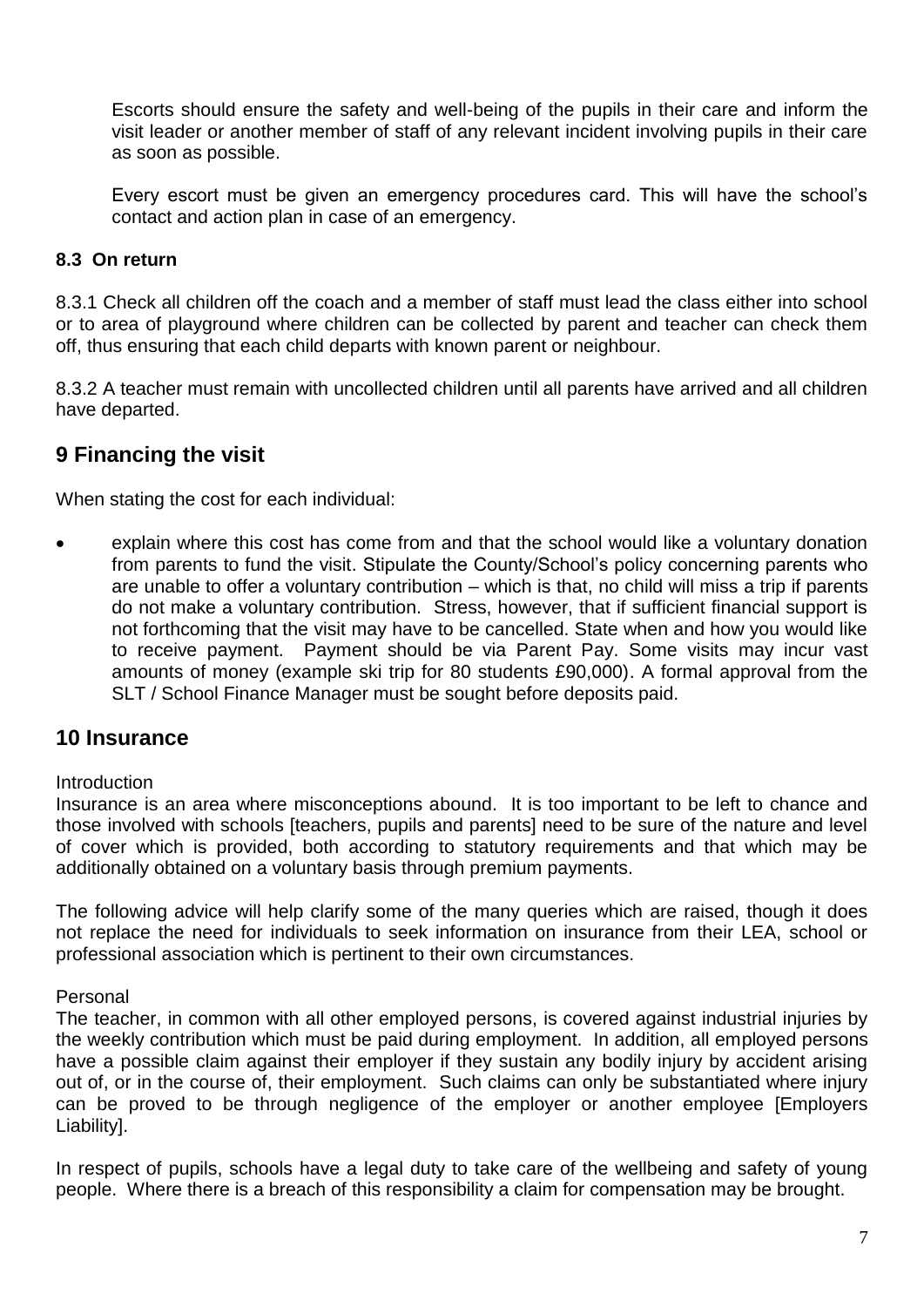Escorts should ensure the safety and well-being of the pupils in their care and inform the visit leader or another member of staff of any relevant incident involving pupils in their care as soon as possible.

Every escort must be given an emergency procedures card. This will have the school's contact and action plan in case of an emergency.

### 8.3 On return

8.3.1 Check all children off the coach and a member of staff must lead the class either into school or to area of playground where children can be collected by parent and teacher can check them off, thus ensuring that each child departs with known parent or neighbour.

8.3.2 A teacher must remain with uncollected children until all parents have arrived and all children have departed.

## 9 Financing the visit

When stating the cost for each individual:

- explain where this cost has come from and that the school would like a voluntary donation from parents to fund the visit. Stipulate the County/School's policy concerning parents who are unable to offer a voluntary contribution – which is that, no child will miss a trip if parents do not make a voluntary contribution. Stress, however, that if sufficient financial support is not forthcoming that the visit may have to be cancelled. State when and how you would like to receive payment. Payment should be via Parent Pay. Some visits may incur vast amounts of money (example ski trip for 80 students £90,000). A formal approval from the SLT / School Finance Manager must be sought before deposits paid.

## 10 Insurance

Introduction

Insurance is an area where misconceptions abound. It is too important to be left to chance and those involved with schools [teachers, pupils and parents] need to be sure of the nature and level of cover which is provided, both according to statutory requirements and that which may be additionally obtained on a voluntary basis through premium payments.

The following advice will help clarify some of the many queries which are raised, though it does not replace the need for individuals to seek information on insurance from their LEA, school or professional association which is pertinent to their own circumstances.

Personal

The teacher, in common with all other employed persons, is covered against industrial injuries by the weekly contribution which must be paid during employment. In addition, all employed persons have a possible claim against their employer if they sustain any bodily injury by accident arising out of, or in the course of, their employment. Such claims can only be substantiated where injury can be proved to be through negligence of the employer or another employee [Employers Liability].

In respect of pupils, schools have a legal duty to take care of the wellbeing and safety of young people. Where there is a breach of this responsibility a claim for compensation may be brought.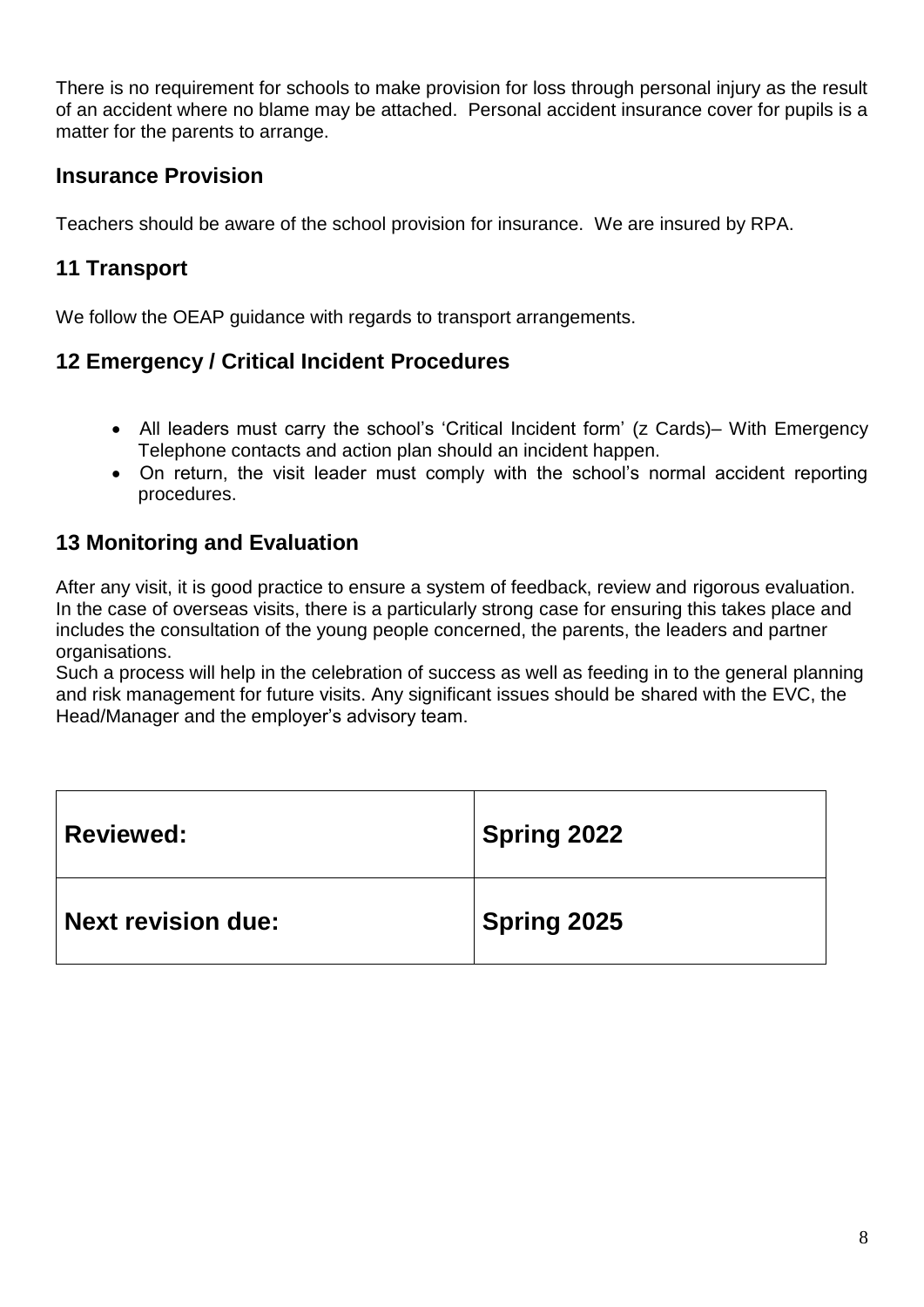There is no requirement for schools to make provision for loss through personal injury as the result of an accident where no blame may be attached. Personal accident insurance cover for pupils is a matter for the parents to arrange.

## Insurance Provision

Teachers should be aware of the school provision for insurance. We are insured by RPA.

## 11 Transport

We follow the OEAP guidance with regards to transport arrangements.

## 12 Emergency / Critical Incident Procedures

- All leaders must carry the school's 'Critical Incident form' (z Cards)– With Emergency Telephone contacts and action plan should an incident happen.
- On return, the visit leader must comply with the school's normal accident reporting procedures.

## 13 Monitoring and Evaluation

After any visit, it is good practice to ensure a system of feedback, review and rigorous evaluation. In the case of overseas visits, there is a particularly strong case for ensuring this takes place and includes the consultation of the young people concerned, the parents, the leaders and partner organisations.
Such a process will help in the celebration of success as well as feeding in to the general planning and risk management for future visits. Any significant issues should be shared with the EVC, the Head/Manager and the employer's advisory team.

| **Reviewed:** | **Spring 2022** |
|---|---|
| **Next revision due:** | **Spring 2025** |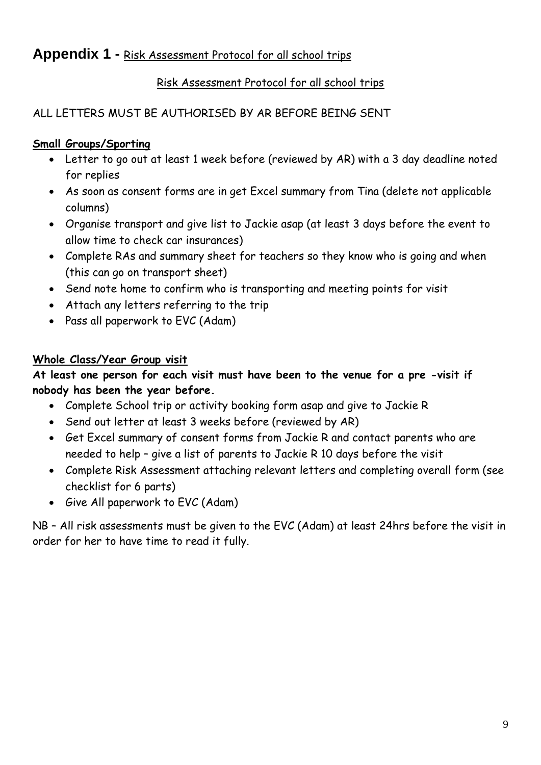## Appendix 1 - Risk Assessment Protocol for all school trips

Risk Assessment Protocol for all school trips

ALL LETTERS MUST BE AUTHORISED BY AR BEFORE BEING SENT

**Small Groups/Sporting**

- Letter to go out at least 1 week before (reviewed by AR) with a 3 day deadline noted for replies
- As soon as consent forms are in get Excel summary from Tina (delete not applicable columns)
- Organise transport and give list to Jackie asap (at least 3 days before the event to allow time to check car insurances)
- Complete RAs and summary sheet for teachers so they know who is going and when (this can go on transport sheet)
- Send note home to confirm who is transporting and meeting points for visit
- Attach any letters referring to the trip
- Pass all paperwork to EVC (Adam)

**Whole Class/Year Group visit**

**At least one person for each visit must have been to the venue for a pre -visit if nobody has been the year before.**

- Complete School trip or activity booking form asap and give to Jackie R
- Send out letter at least 3 weeks before (reviewed by AR)
- Get Excel summary of consent forms from Jackie R and contact parents who are needed to help – give a list of parents to Jackie R 10 days before the visit
- Complete Risk Assessment attaching relevant letters and completing overall form (see checklist for 6 parts)
- Give All paperwork to EVC (Adam)

NB – All risk assessments must be given to the EVC (Adam) at least 24hrs before the visit in order for her to have time to read it fully.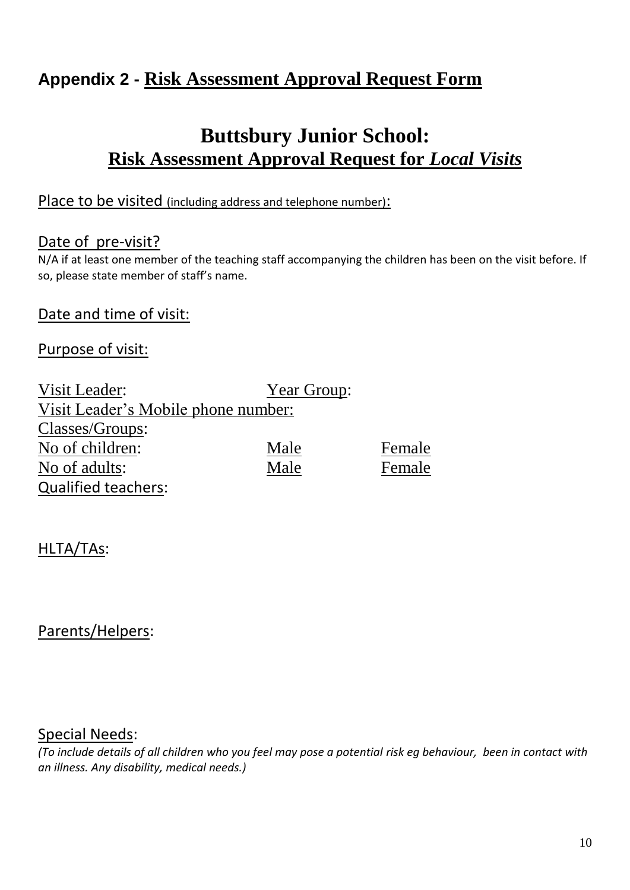## Appendix 2 - Risk Assessment Approval Request Form

# Buttsbury Junior School:
## Risk Assessment Approval Request for *Local Visits*

Place to be visited (including address and telephone number):

Date of pre-visit?
N/A if at least one member of the teaching staff accompanying the children has been on the visit before. If so, please state member of staff's name.

Date and time of visit:

Purpose of visit:

Visit Leader: Year Group:
Visit Leader's Mobile phone number:
Classes/Groups:
No of children: Male Female
No of adults: Male Female
Qualified teachers:

HLTA/TAs:

Parents/Helpers:

Special Needs:
*(To include details of all children who you feel may pose a potential risk eg behaviour, been in contact with an illness. Any disability, medical needs.)*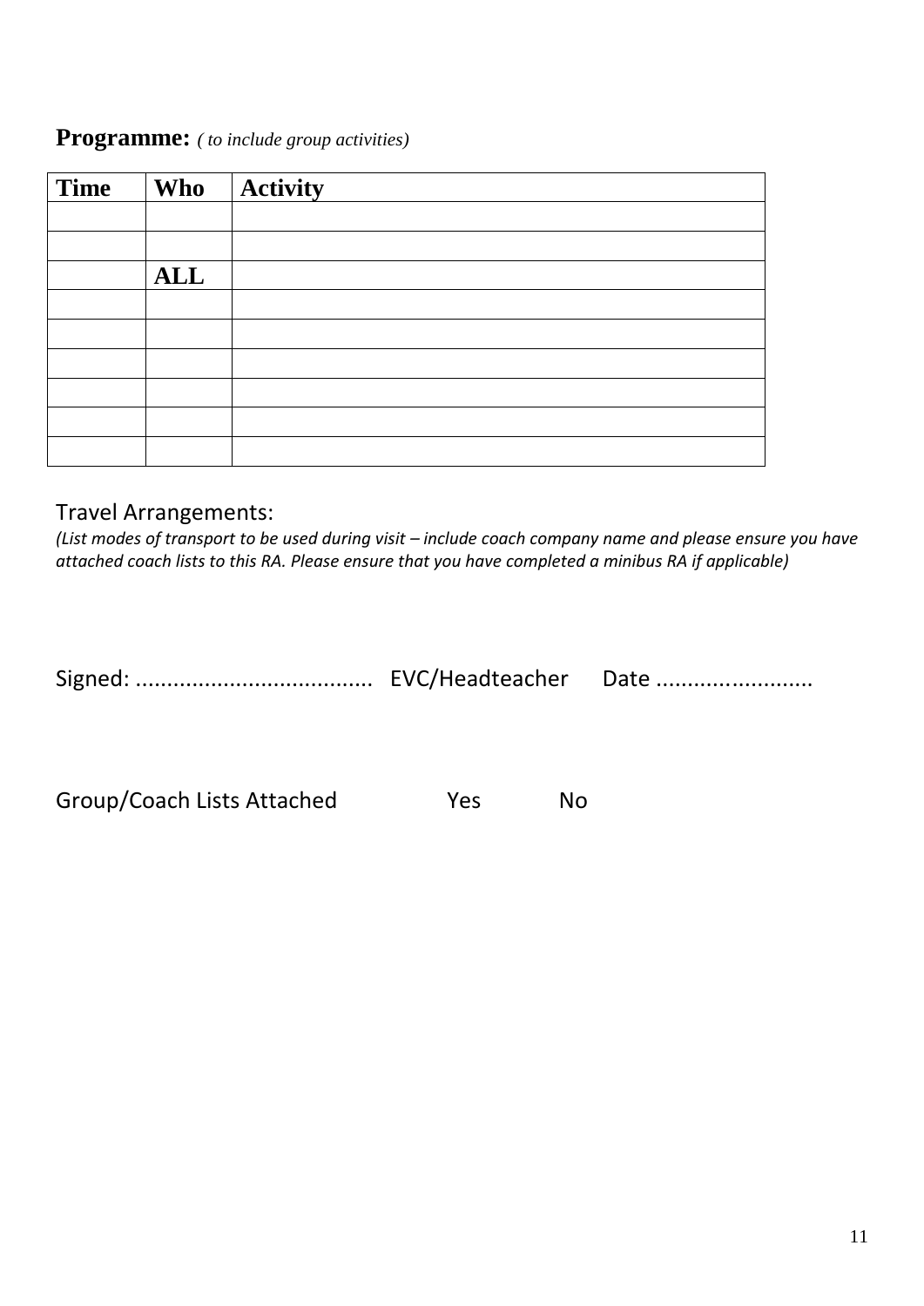**Programme:** *( to include group activities)*

| Time | Who | Activity |
|---|---|---|
| | | |
| | | |
| | **ALL** | |
| | | |
| | | |
| | | |
| | | |
| | | |
| | | |

Travel Arrangements:

*(List modes of transport to be used during visit – include coach company name and please ensure you have attached coach lists to this RA. Please ensure that you have completed a minibus RA if applicable)*

Signed: ...................................... EVC/Headteacher Date ..........................

Group/Coach Lists Attached Yes No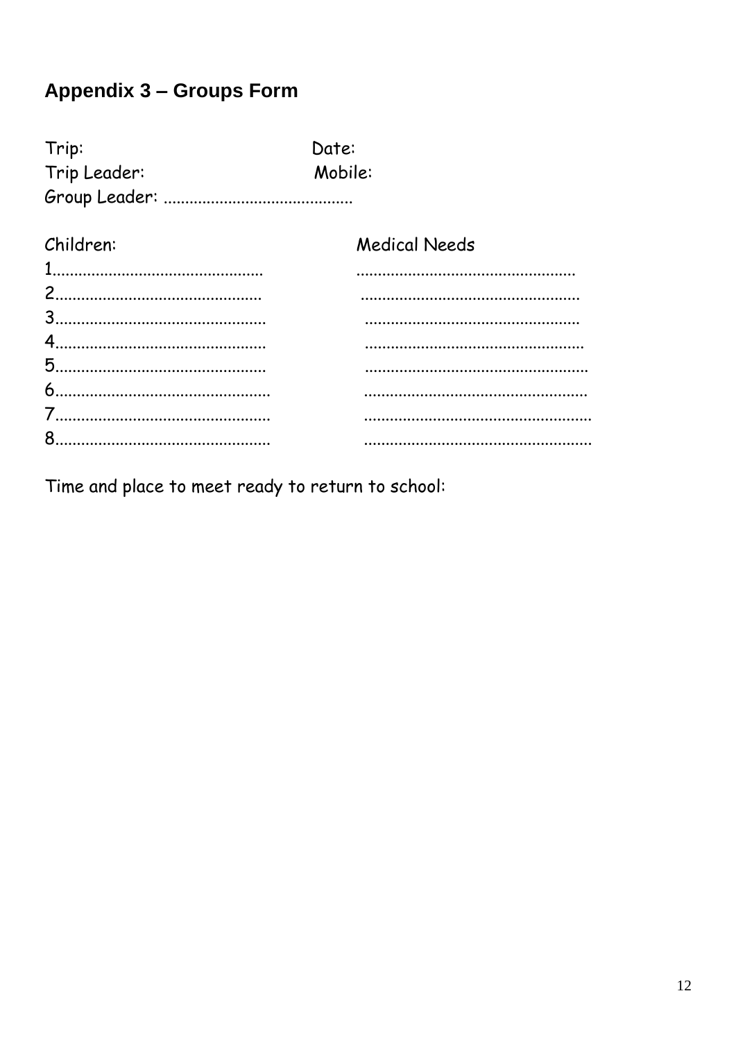## Appendix 3 – Groups Form

Trip: Date:
Trip Leader: Mobile:
Group Leader: ...........................................

| Children: | Medical Needs |
|---|---|
| 1................................................ | .................................................. |
| 2............................................... | .................................................. |
| 3................................................ | ................................................. |
| 4................................................ | .................................................. |
| 5................................................ | ................................................... |
| 6................................................. | ................................................... |
| 7................................................. | .................................................... |
| 8................................................. | .................................................... |

Time and place to meet ready to return to school: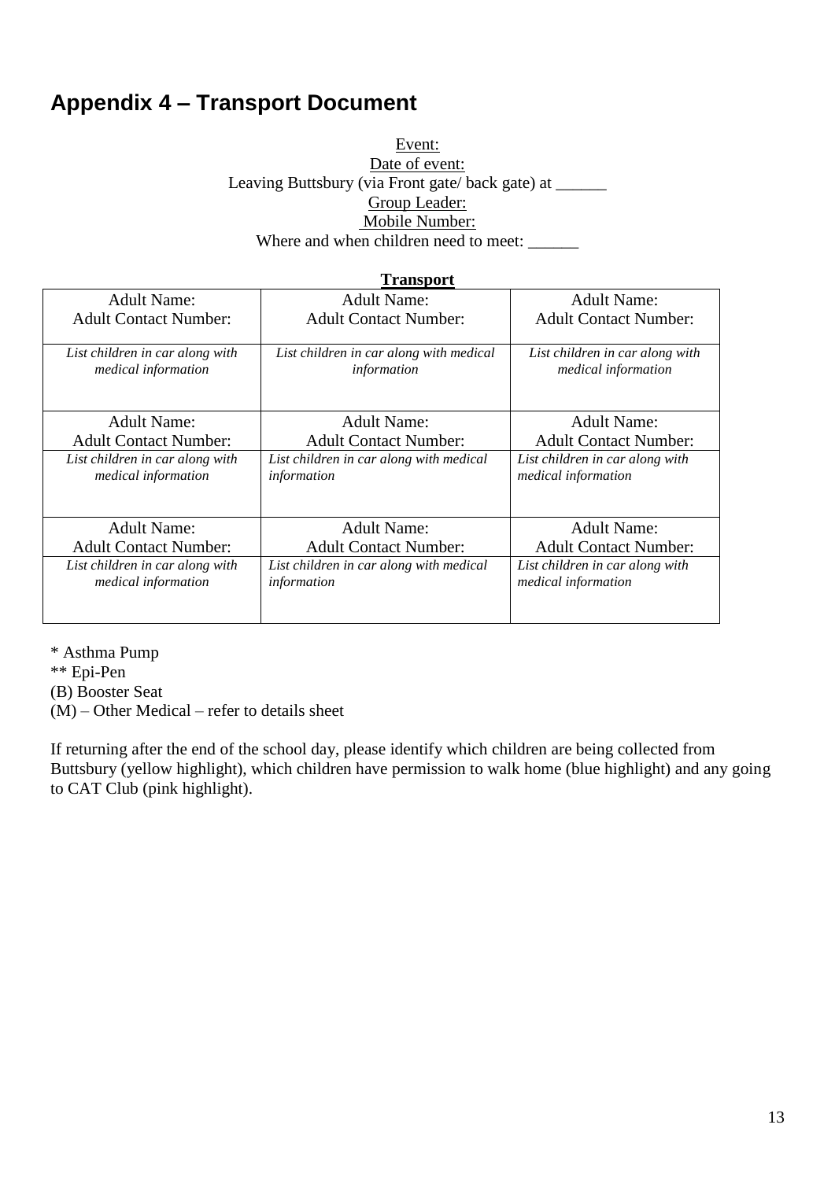## Appendix 4 – Transport Document

Event:

Date of event:

Leaving Buttsbury (via Front gate/ back gate) at ______

Group Leader:

Mobile Number:

Where and when children need to meet: ______

**Transport**

| Adult Name:<br>Adult Contact Number: | Adult Name:<br>Adult Contact Number: | Adult Name:<br>Adult Contact Number: |
|---|---|---|
| *List children in car along with medical information* | *List children in car along with medical information* | *List children in car along with medical information* |
| Adult Name:<br>Adult Contact Number: | Adult Name:<br>Adult Contact Number: | Adult Name:<br>Adult Contact Number: |
| *List children in car along with medical information* | *List children in car along with medical information* | *List children in car along with medical information* |
| Adult Name:<br>Adult Contact Number: | Adult Name:<br>Adult Contact Number: | Adult Name:<br>Adult Contact Number: |
| *List children in car along with medical information* | *List children in car along with medical information* | *List children in car along with medical information* |

\* Asthma Pump

** Epi-Pen

(B) Booster Seat

(M) – Other Medical – refer to details sheet

If returning after the end of the school day, please identify which children are being collected from Buttsbury (yellow highlight), which children have permission to walk home (blue highlight) and any going to CAT Club (pink highlight).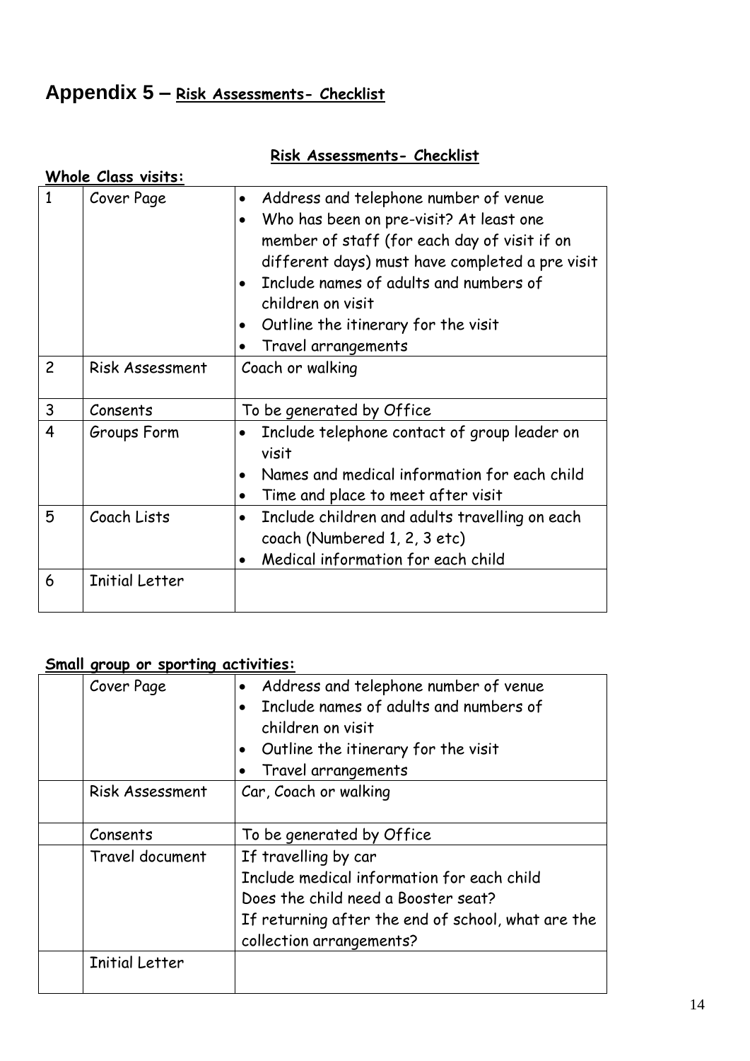# Appendix 5 – Risk Assessments- Checklist

## Risk Assessments- Checklist

**Whole Class visits:**

| | | |
|---|---|---|
| 1 | Cover Page | • Address and telephone number of venue<br>• Who has been on pre-visit? At least one member of staff (for each day of visit if on different days) must have completed a pre visit<br>• Include names of adults and numbers of children on visit<br>• Outline the itinerary for the visit<br>• Travel arrangements |
| 2 | Risk Assessment | Coach or walking |
| 3 | Consents | To be generated by Office |
| 4 | Groups Form | • Include telephone contact of group leader on visit<br>• Names and medical information for each child<br>• Time and place to meet after visit |
| 5 | Coach Lists | • Include children and adults travelling on each coach (Numbered 1, 2, 3 etc)<br>• Medical information for each child |
| 6 | Initial Letter | |

**Small group or sporting activities:**

| | | |
|---|---|---|
| | Cover Page | • Address and telephone number of venue<br>• Include names of adults and numbers of children on visit<br>• Outline the itinerary for the visit<br>• Travel arrangements |
| | Risk Assessment | Car, Coach or walking |
| | Consents | To be generated by Office |
| | Travel document | If travelling by car<br>Include medical information for each child<br>Does the child need a Booster seat?<br>If returning after the end of school, what are the collection arrangements? |
| | Initial Letter | |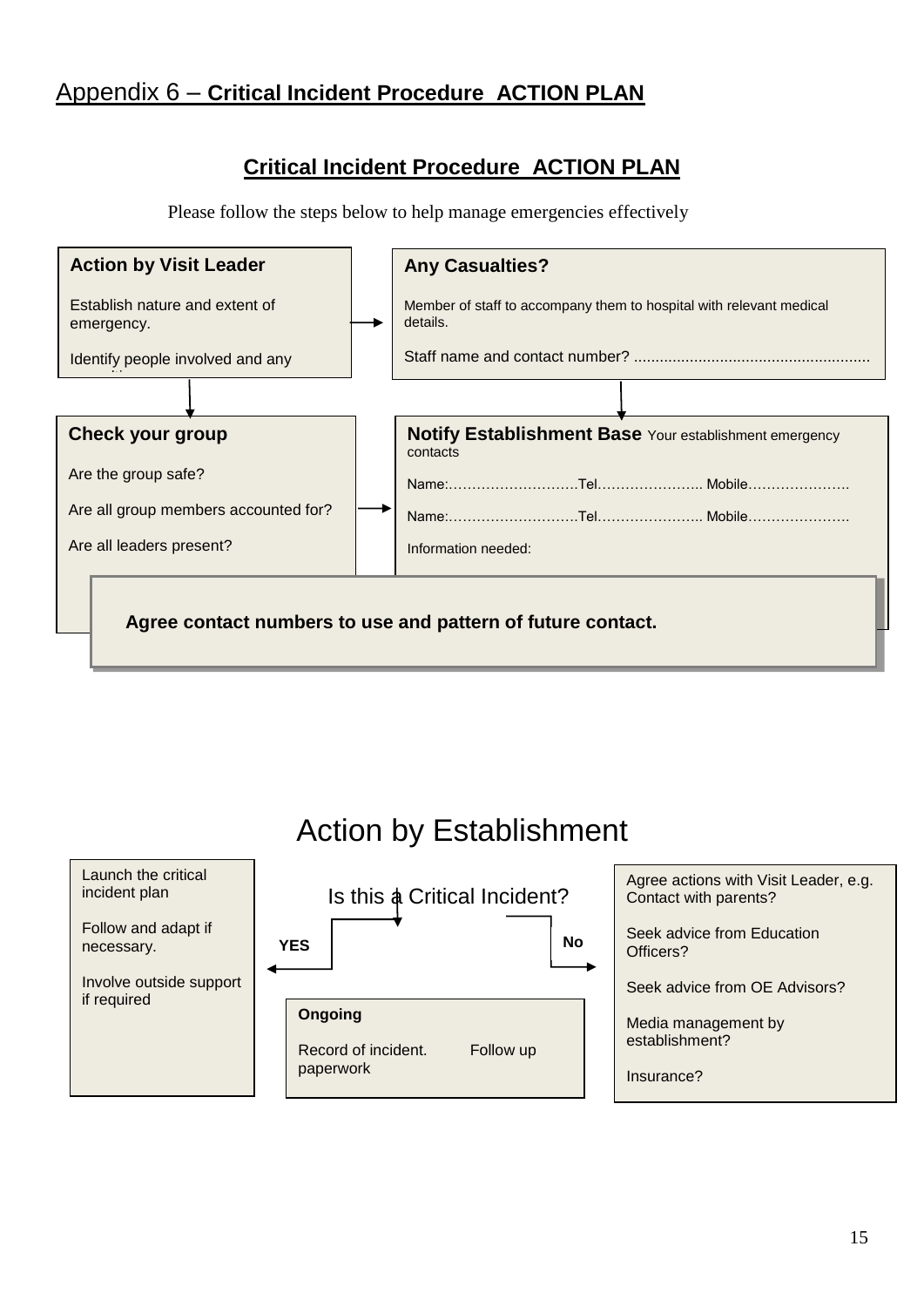## Appendix 6 – Critical Incident Procedure ACTION PLAN

### Critical Incident Procedure ACTION PLAN

Please follow the steps below to help manage emergencies effectively

**Action by Visit Leader**

Establish nature and extent of emergency.

Identify people involved and any

**Any Casualties?**

Member of staff to accompany them to hospital with relevant medical details.

Staff name and contact number? ......................................................

**Check your group**

Are the group safe?

Are all group members accounted for?

Are all leaders present?

**Notify Establishment Base** Your establishment emergency contacts

Name:……………………….Tel………………….. Mobile…………………

Name:……………………….Tel………………….. Mobile…………………

Information needed:

**Agree contact numbers to use and pattern of future contact.**

## Action by Establishment

Is this a Critical Incident?

**YES**

Launch the critical incident plan

Follow and adapt if necessary.

Involve outside support if required

**No**

Agree actions with Visit Leader, e.g. Contact with parents?

Seek advice from Education Officers?

Seek advice from OE Advisors?

Media management by establishment?

Insurance?

**Ongoing**

Record of incident. Follow up paperwork